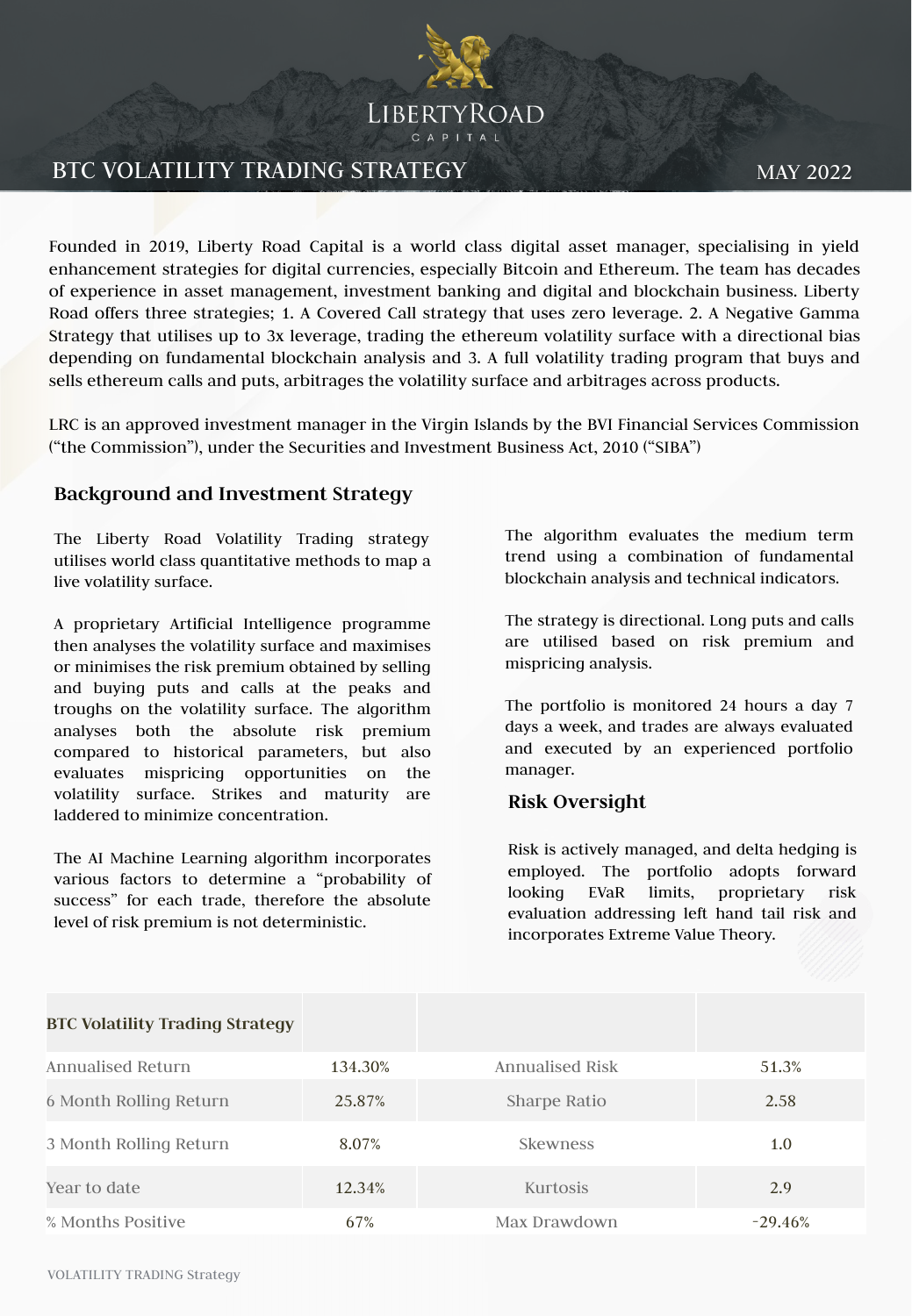LIBERTYROAD
CAPITAL

# BTC VOLATILITY TRADING STRATEGY

MAY 2022

Founded in 2019, Liberty Road Capital is a world class digital asset manager, specialising in yield enhancement strategies for digital currencies, especially Bitcoin and Ethereum. The team has decades of experience in asset management, investment banking and digital and blockchain business. Liberty Road offers three strategies; 1. A Covered Call strategy that uses zero leverage. 2. A Negative Gamma Strategy that utilises up to 3x leverage, trading the ethereum volatility surface with a directional bias depending on fundamental blockchain analysis and 3. A full volatility trading program that buys and sells ethereum calls and puts, arbitrages the volatility surface and arbitrages across products.

LRC is an approved investment manager in the Virgin Islands by the BVI Financial Services Commission ("the Commission"), under the Securities and Investment Business Act, 2010 ("SIBA")

## Background and Investment Strategy

The Liberty Road Volatility Trading strategy utilises world class quantitative methods to map a live volatility surface.

A proprietary Artificial Intelligence programme then analyses the volatility surface and maximises or minimises the risk premium obtained by selling and buying puts and calls at the peaks and troughs on the volatility surface. The algorithm analyses both the absolute risk premium compared to historical parameters, but also evaluates mispricing opportunities on the volatility surface. Strikes and maturity are laddered to minimize concentration.

The AI Machine Learning algorithm incorporates various factors to determine a "probability of success" for each trade, therefore the absolute level of risk premium is not deterministic.

The algorithm evaluates the medium term trend using a combination of fundamental blockchain analysis and technical indicators.

The strategy is directional. Long puts and calls are utilised based on risk premium and mispricing analysis.

The portfolio is monitored 24 hours a day 7 days a week, and trades are always evaluated and executed by an experienced portfolio manager.

## Risk Oversight

Risk is actively managed, and delta hedging is employed. The portfolio adopts forward looking EVaR limits, proprietary risk evaluation addressing left hand tail risk and incorporates Extreme Value Theory.

| BTC Volatility Trading Strategy | | | |
|---|---|---|---|
| Annualised Return | 134.30% | Annualised Risk | 51.3% |
| 6 Month Rolling Return | 25.87% | Sharpe Ratio | 2.58 |
| 3 Month Rolling Return | 8.07% | Skewness | 1.0 |
| Year to date | 12.34% | Kurtosis | 2.9 |
| % Months Positive | 67% | Max Drawdown | -29.46% |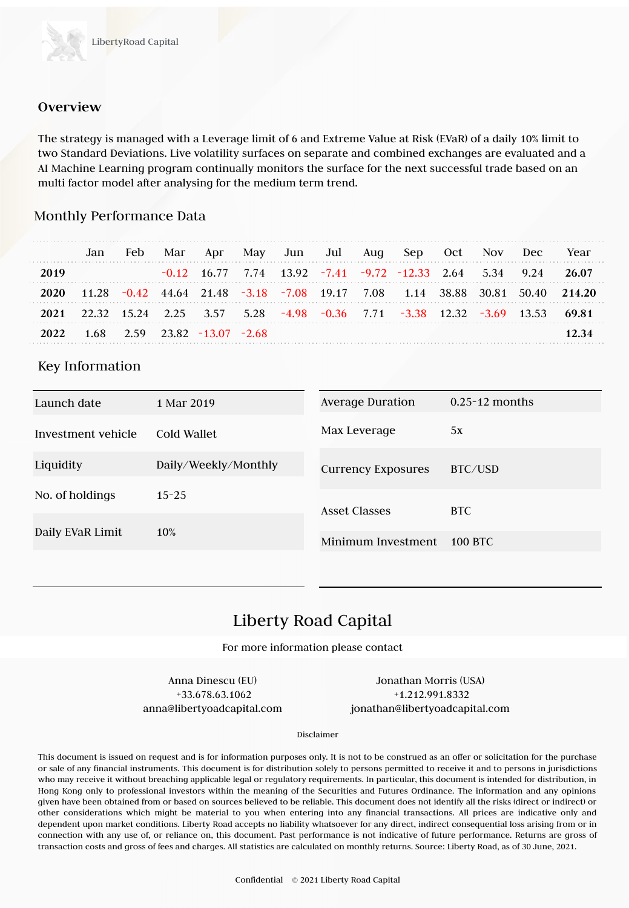LibertyRoad Capital

## Overview

The strategy is managed with a Leverage limit of 6 and Extreme Value at Risk (EVaR) of a daily 10% limit to two Standard Deviations. Live volatility surfaces on separate and combined exchanges are evaluated and a AI Machine Learning program continually monitors the surface for the next successful trade based on an multi factor model after analysing for the medium term trend.

## Monthly Performance Data

| | Jan | Feb | Mar | Apr | May | Jun | Jul | Aug | Sep | Oct | Nov | Dec | Year |
|---|---|---|---|---|---|---|---|---|---|---|---|---|---|
| **2019** | | | -0.12 | 16.77 | 7.74 | 13.92 | -7.41 | -9.72 | -12.33 | 2.64 | 5.34 | 9.24 | **26.07** |
| **2020** | 11.28 | -0.42 | 44.64 | 21.48 | -3.18 | -7.08 | 19.17 | 7.08 | 1.14 | 38.88 | 30.81 | 50.40 | **214.20** |
| **2021** | 22.32 | 15.24 | 2.25 | 3.57 | 5.28 | -4.98 | -0.36 | 7.71 | -3.38 | 12.32 | -3.69 | 13.53 | **69.81** |
| **2022** | 1.68 | 2.59 | 23.82 | -13.07 | -2.68 | | | | | | | | **12.34** |

## Key Information

| | |
|---|---|
| Launch date | 1 Mar 2019 |
| Investment vehicle | Cold Wallet |
| Liquidity | Daily/Weekly/Monthly |
| No. of holdings | 15-25 |
| Daily EVaR Limit | 10% |

| | |
|---|---|
| Average Duration | 0.25-12 months |
| Max Leverage | 5x |
| Currency Exposures | BTC/USD |
| Asset Classes | BTC |
| Minimum Investment | 100 BTC |

## Liberty Road Capital

For more information please contact

Anna Dinescu (EU)
+33.678.63.1062
anna@libertyoadcapital.com

Jonathan Morris (USA)
+1.212.991.8332
jonathan@libertyoadcapital.com

Disclaimer

This document is issued on request and is for information purposes only. It is not to be construed as an offer or solicitation for the purchase or sale of any financial instruments. This document is for distribution solely to persons permitted to receive it and to persons in jurisdictions who may receive it without breaching applicable legal or regulatory requirements. In particular, this document is intended for distribution, in Hong Kong only to professional investors within the meaning of the Securities and Futures Ordinance. The information and any opinions given have been obtained from or based on sources believed to be reliable. This document does not identify all the risks (direct or indirect) or other considerations which might be material to you when entering into any financial transactions. All prices are indicative only and dependent upon market conditions. Liberty Road accepts no liability whatsoever for any direct, indirect consequential loss arising from or in connection with any use of, or reliance on, this document. Past performance is not indicative of future performance. Returns are gross of transaction costs and gross of fees and charges. All statistics are calculated on monthly returns. Source: Liberty Road, as of 30 June, 2021.

Confidential © 2021 Liberty Road Capital